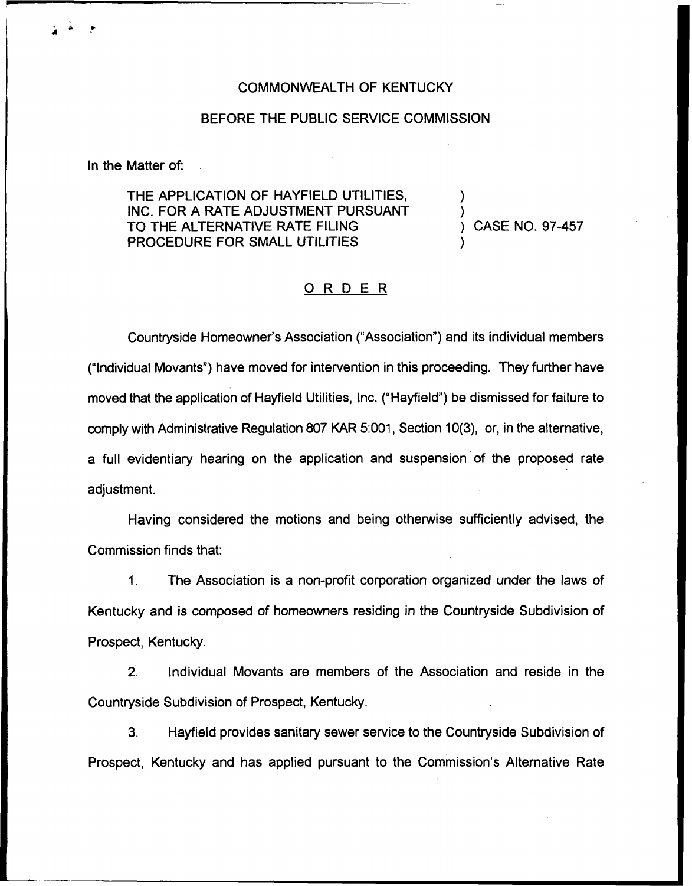COMMONWEALTH OF KENTUCKY

BEFORE THE PUBLIC SERVICE COMMISSION

In the Matter of:

THE APPLICATION OF HAYFIELD UTILITIES, INC. FOR A RATE ADJUSTMENT PURSUANT TO THE ALTERNATIVE RATE FILING PROCEDURE FOR SMALL UTILITIES ) CASE NO. 97-457

# O R D E R

Countryside Homeowner's Association ("Association") and its individual members ("Individual Movants") have moved for intervention in this proceeding. They further have moved that the application of Hayfield Utilities, Inc. ("Hayfield") be dismissed for failure to comply with Administrative Regulation 807 KAR 5:001, Section 10(3), or, in the alternative, a full evidentiary hearing on the application and suspension of the proposed rate adjustment.

Having considered the motions and being otherwise sufficiently advised, the Commission finds that:

1. The Association is a non-profit corporation organized under the laws of Kentucky and is composed of homeowners residing in the Countryside Subdivision of Prospect, Kentucky.

2. Individual Movants are members of the Association and reside in the Countryside Subdivision of Prospect, Kentucky.

3. Hayfield provides sanitary sewer service to the Countryside Subdivision of Prospect, Kentucky and has applied pursuant to the Commission's Alternative Rate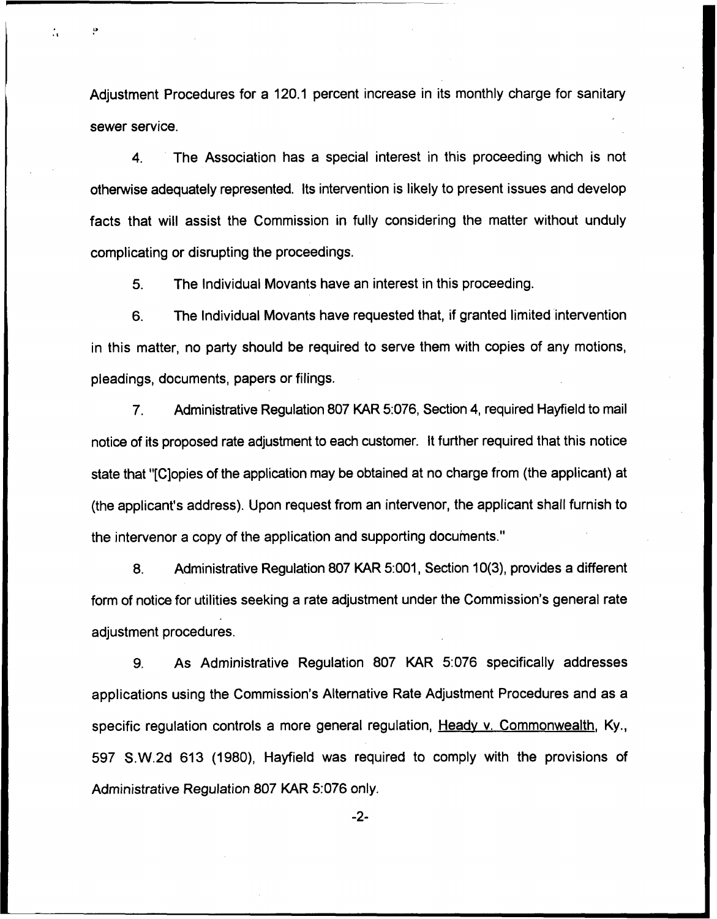Adjustment Procedures for a 120.1 percent increase in its monthly charge for sanitary sewer service.

4. The Association has a special interest in this proceeding which is not otherwise adequately represented. Its intervention is likely to present issues and develop facts that will assist the Commission in fully considering the matter without unduly complicating or disrupting the proceedings.

5. The Individual Movants have an interest in this proceeding.

6. The Individual Movants have requested that, if granted limited intervention in this matter, no party should be required to serve them with copies of any motions, pleadings, documents, papers or filings.

7. Administrative Regulation 807 KAR 5:076, Section 4, required Hayfield to mail notice of its proposed rate adjustment to each customer. It further required that this notice state that "[C]opies of the application may be obtained at no charge from (the applicant) at (the applicant's address). Upon request from an intervenor, the applicant shall furnish to the intervenor a copy of the application and supporting documents."

8. Administrative Regulation 807 KAR 5:001, Section 10(3), provides a different form of notice for utilities seeking a rate adjustment under the Commission's general rate adjustment procedures.

9. As Administrative Regulation 807 KAR 5:076 specifically addresses applications using the Commission's Alternative Rate Adjustment Procedures and as a specific regulation controls a more general regulation, Heady v. Commonwealth, Ky., 597 S.W.2d 613 (1980), Hayfield was required to comply with the provisions of Administrative Regulation 807 KAR 5:076 only.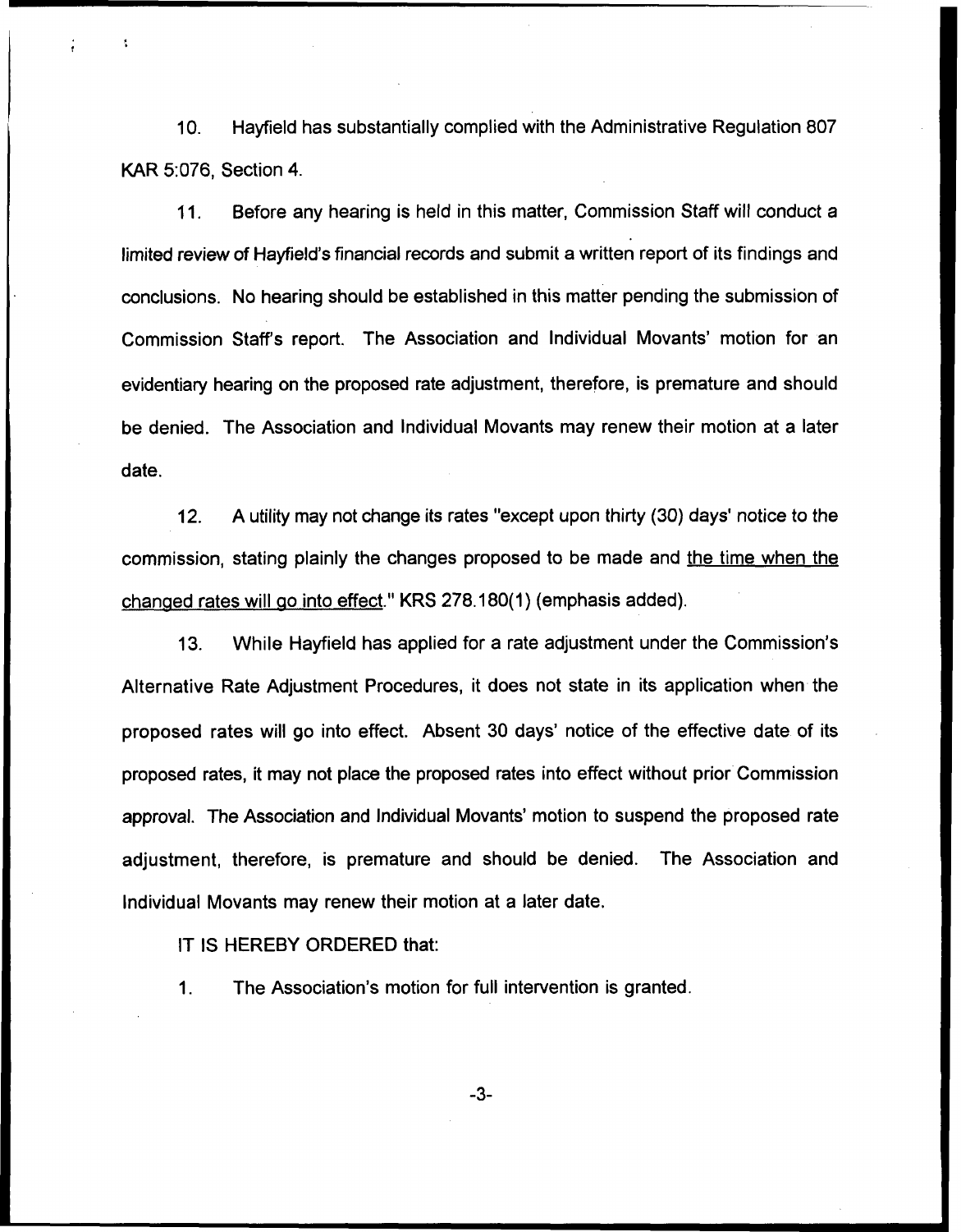10. Hayfield has substantially complied with the Administrative Regulation 807 KAR 5:076, Section 4.

11. Before any hearing is held in this matter, Commission Staff will conduct a limited review of Hayfield's financial records and submit a written report of its findings and conclusions. No hearing should be established in this matter pending the submission of Commission Staff's report. The Association and Individual Movants' motion for an evidentiary hearing on the proposed rate adjustment, therefore, is premature and should be denied. The Association and Individual Movants may renew their motion at a later date.

12. A utility may not change its rates "except upon thirty (30) days' notice to the commission, stating plainly the changes proposed to be made and <u>the time when the changed rates will go into effect</u>." KRS 278.180(1) (emphasis added).

13. While Hayfield has applied for a rate adjustment under the Commission's Alternative Rate Adjustment Procedures, it does not state in its application when the proposed rates will go into effect. Absent 30 days' notice of the effective date of its proposed rates, it may not place the proposed rates into effect without prior Commission approval. The Association and Individual Movants' motion to suspend the proposed rate adjustment, therefore, is premature and should be denied. The Association and Individual Movants may renew their motion at a later date.

IT IS HEREBY ORDERED that:

1. The Association's motion for full intervention is granted.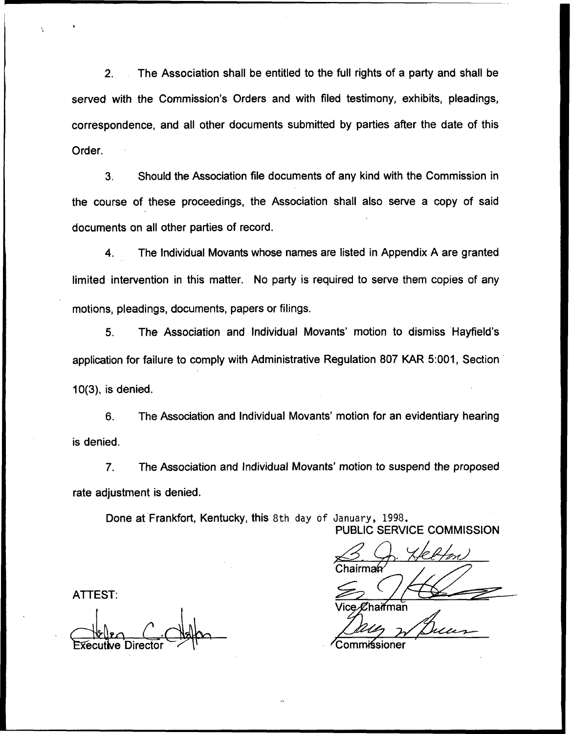2. The Association shall be entitled to the full rights of a party and shall be served with the Commission's Orders and with filed testimony, exhibits, pleadings, correspondence, and all other documents submitted by parties after the date of this Order.

3. Should the Association file documents of any kind with the Commission in the course of these proceedings, the Association shall also serve a copy of said documents on all other parties of record.

4. The Individual Movants whose names are listed in Appendix A are granted limited intervention in this matter. No party is required to serve them copies of any motions, pleadings, documents, papers or filings.

5. The Association and Individual Movants' motion to dismiss Hayfield's application for failure to comply with Administrative Regulation 807 KAR 5:001, Section 10(3), is denied.

6. The Association and Individual Movants' motion for an evidentiary hearing is denied.

7. The Association and Individual Movants' motion to suspend the proposed rate adjustment is denied.

Done at Frankfort, Kentucky, this 8th day of January, 1998.

PUBLIC SERVICE COMMISSION

Chairman

Vice Chairman

Commissioner

ATTEST:

Executive Director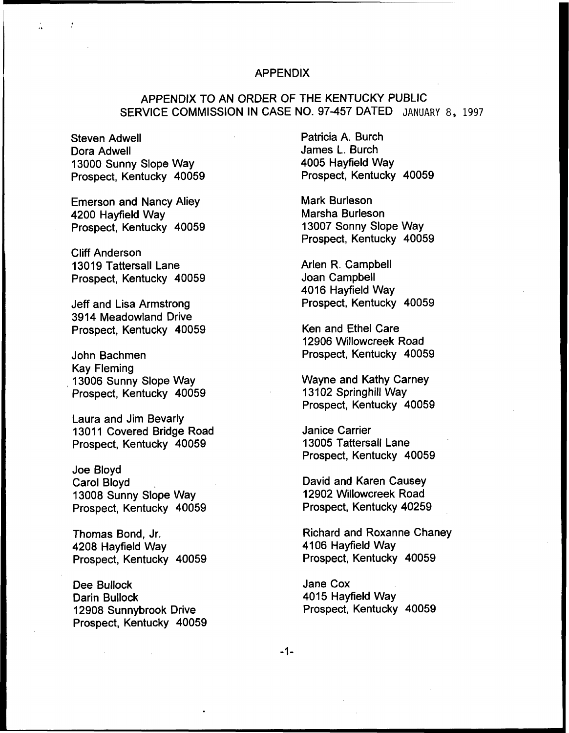# APPENDIX

## APPENDIX TO AN ORDER OF THE KENTUCKY PUBLIC SERVICE COMMISSION IN CASE NO. 97-457 DATED JANUARY 8, 1997

Steven Adwell
Dora Adwell
13000 Sunny Slope Way
Prospect, Kentucky 40059

Emerson and Nancy Aliey
4200 Hayfield Way
Prospect, Kentucky 40059

Cliff Anderson
13019 Tattersall Lane
Prospect, Kentucky 40059

Jeff and Lisa Armstrong
3914 Meadowland Drive
Prospect, Kentucky 40059

John Bachmen
Kay Fleming
13006 Sunny Slope Way
Prospect, Kentucky 40059

Laura and Jim Bevarly
13011 Covered Bridge Road
Prospect, Kentucky 40059

Joe Bloyd
Carol Bloyd
13008 Sunny Slope Way
Prospect, Kentucky 40059

Thomas Bond, Jr.
4208 Hayfield Way
Prospect, Kentucky 40059

Dee Bullock
Darin Bullock
12908 Sunnybrook Drive
Prospect, Kentucky 40059

Patricia A. Burch
James L. Burch
4005 Hayfield Way
Prospect, Kentucky 40059

Mark Burleson
Marsha Burleson
13007 Sonny Slope Way
Prospect, Kentucky 40059

Arlen R. Campbell
Joan Campbell
4016 Hayfield Way
Prospect, Kentucky 40059

Ken and Ethel Care
12906 Willowcreek Road
Prospect, Kentucky 40059

Wayne and Kathy Carney
13102 Springhill Way
Prospect, Kentucky 40059

Janice Carrier
13005 Tattersall Lane
Prospect, Kentucky 40059

David and Karen Causey
12902 Willowcreek Road
Prospect, Kentucky 40259

Richard and Roxanne Chaney
4106 Hayfield Way
Prospect, Kentucky 40059

Jane Cox
4015 Hayfield Way
Prospect, Kentucky 40059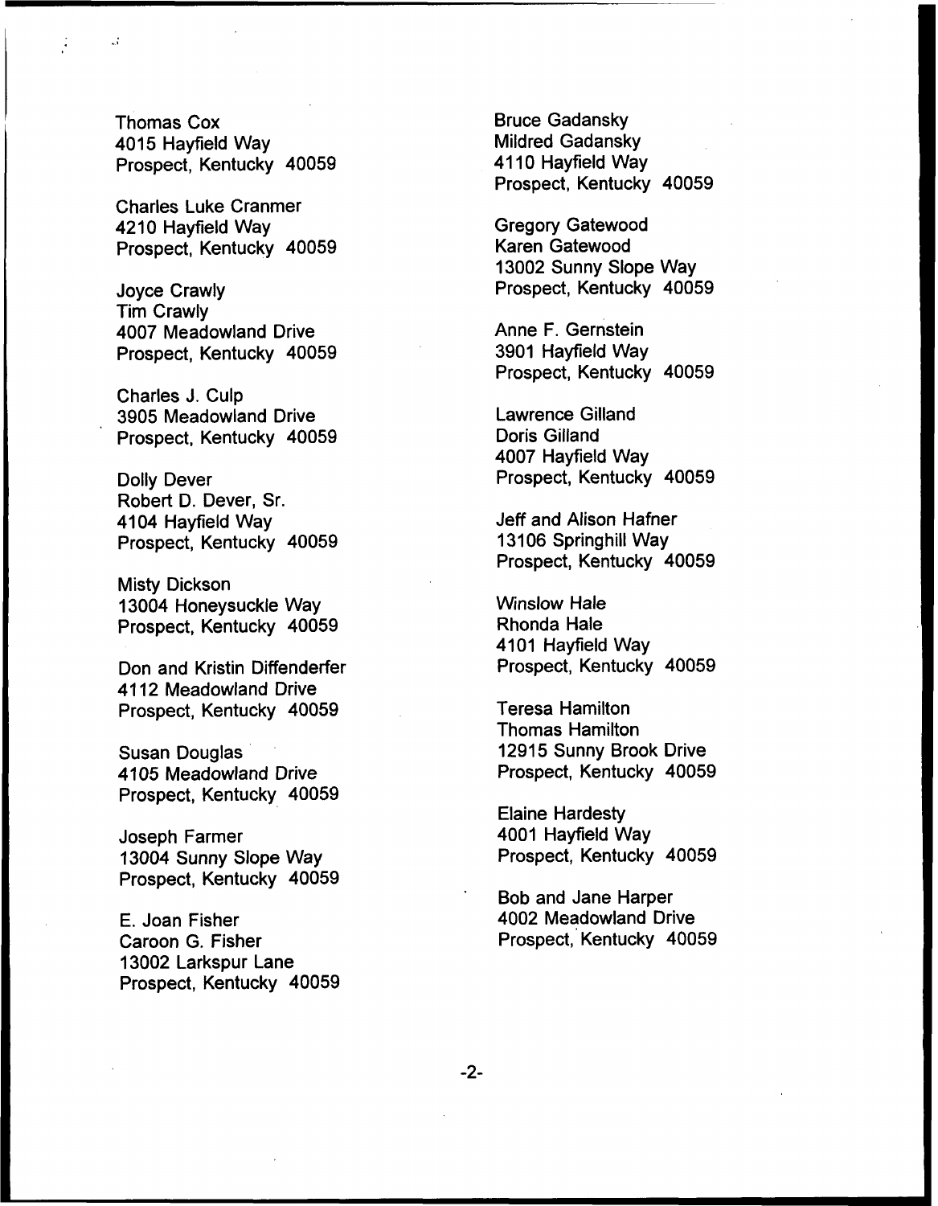Thomas Cox
4015 Hayfield Way
Prospect, Kentucky 40059

Charles Luke Cranmer
4210 Hayfield Way
Prospect, Kentucky 40059

Joyce Crawly
Tim Crawly
4007 Meadowland Drive
Prospect, Kentucky 40059

Charles J. Culp
3905 Meadowland Drive
Prospect, Kentucky 40059

Dolly Dever
Robert D. Dever, Sr.
4104 Hayfield Way
Prospect, Kentucky 40059

Misty Dickson
13004 Honeysuckle Way
Prospect, Kentucky 40059

Don and Kristin Diffenderfer
4112 Meadowland Drive
Prospect, Kentucky 40059

Susan Douglas
4105 Meadowland Drive
Prospect, Kentucky 40059

Joseph Farmer
13004 Sunny Slope Way
Prospect, Kentucky 40059

E. Joan Fisher
Caroon G. Fisher
13002 Larkspur Lane
Prospect, Kentucky 40059

Bruce Gadansky
Mildred Gadansky
4110 Hayfield Way
Prospect, Kentucky 40059

Gregory Gatewood
Karen Gatewood
13002 Sunny Slope Way
Prospect, Kentucky 40059

Anne F. Gernstein
3901 Hayfield Way
Prospect, Kentucky 40059

Lawrence Gilland
Doris Gilland
4007 Hayfield Way
Prospect, Kentucky 40059

Jeff and Alison Hafner
13106 Springhill Way
Prospect, Kentucky 40059

Winslow Hale
Rhonda Hale
4101 Hayfield Way
Prospect, Kentucky 40059

Teresa Hamilton
Thomas Hamilton
12915 Sunny Brook Drive
Prospect, Kentucky 40059

Elaine Hardesty
4001 Hayfield Way
Prospect, Kentucky 40059

Bob and Jane Harper
4002 Meadowland Drive
Prospect, Kentucky 40059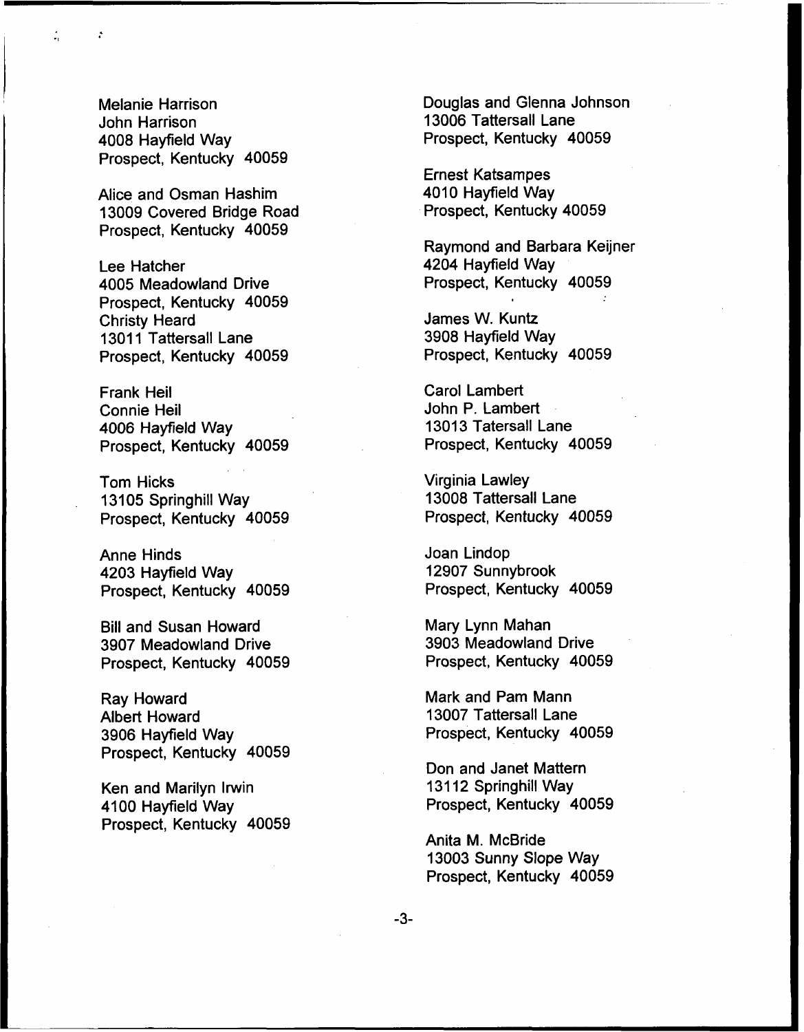Melanie Harrison
John Harrison
4008 Hayfield Way
Prospect, Kentucky 40059

Alice and Osman Hashim
13009 Covered Bridge Road
Prospect, Kentucky 40059

Lee Hatcher
4005 Meadowland Drive
Prospect, Kentucky 40059

Christy Heard
13011 Tattersall Lane
Prospect, Kentucky 40059

Frank Heil
Connie Heil
4006 Hayfield Way
Prospect, Kentucky 40059

Tom Hicks
13105 Springhill Way
Prospect, Kentucky 40059

Anne Hinds
4203 Hayfield Way
Prospect, Kentucky 40059

Bill and Susan Howard
3907 Meadowland Drive
Prospect, Kentucky 40059

Ray Howard
Albert Howard
3906 Hayfield Way
Prospect, Kentucky 40059

Ken and Marilyn Irwin
4100 Hayfield Way
Prospect, Kentucky 40059

Douglas and Glenna Johnson
13006 Tattersall Lane
Prospect, Kentucky 40059

Ernest Katsampes
4010 Hayfield Way
Prospect, Kentucky 40059

Raymond and Barbara Keijner
4204 Hayfield Way
Prospect, Kentucky 40059

James W. Kuntz
3908 Hayfield Way
Prospect, Kentucky 40059

Carol Lambert
John P. Lambert
13013 Tatersall Lane
Prospect, Kentucky 40059

Virginia Lawley
13008 Tattersall Lane
Prospect, Kentucky 40059

Joan Lindop
12907 Sunnybrook
Prospect, Kentucky 40059

Mary Lynn Mahan
3903 Meadowland Drive
Prospect, Kentucky 40059

Mark and Pam Mann
13007 Tattersall Lane
Prospect, Kentucky 40059

Don and Janet Mattern
13112 Springhill Way
Prospect, Kentucky 40059

Anita M. McBride
13003 Sunny Slope Way
Prospect, Kentucky 40059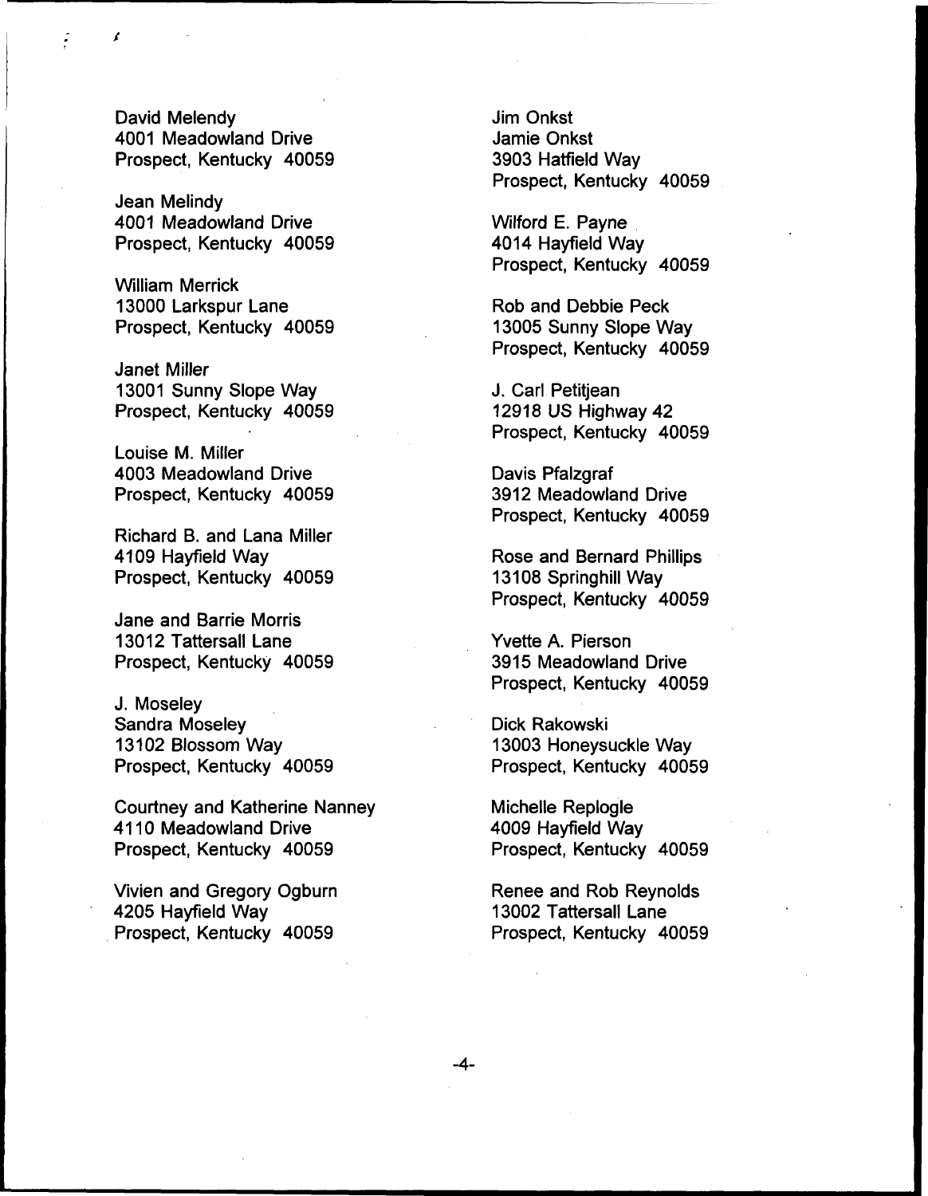David Melendy
4001 Meadowland Drive
Prospect, Kentucky 40059

Jean Melindy
4001 Meadowland Drive
Prospect, Kentucky 40059

William Merrick
13000 Larkspur Lane
Prospect, Kentucky 40059

Janet Miller
13001 Sunny Slope Way
Prospect, Kentucky 40059

Louise M. Miller
4003 Meadowland Drive
Prospect, Kentucky 40059

Richard B. and Lana Miller
4109 Hayfield Way
Prospect, Kentucky 40059

Jane and Barrie Morris
13012 Tattersall Lane
Prospect, Kentucky 40059

J. Moseley
Sandra Moseley
13102 Blossom Way
Prospect, Kentucky 40059

Courtney and Katherine Nanney
4110 Meadowland Drive
Prospect, Kentucky 40059

Vivien and Gregory Ogburn
4205 Hayfield Way
Prospect, Kentucky 40059

Jim Onkst
Jamie Onkst
3903 Hatfield Way
Prospect, Kentucky 40059

Wilford E. Payne
4014 Hayfield Way
Prospect, Kentucky 40059

Rob and Debbie Peck
13005 Sunny Slope Way
Prospect, Kentucky 40059

J. Carl Petitjean
12918 US Highway 42
Prospect, Kentucky 40059

Davis Pfalzgraf
3912 Meadowland Drive
Prospect, Kentucky 40059

Rose and Bernard Phillips
13108 Springhill Way
Prospect, Kentucky 40059

Yvette A. Pierson
3915 Meadowland Drive
Prospect, Kentucky 40059

Dick Rakowski
13003 Honeysuckle Way
Prospect, Kentucky 40059

Michelle Replogle
4009 Hayfield Way
Prospect, Kentucky 40059

Renee and Rob Reynolds
13002 Tattersall Lane
Prospect, Kentucky 40059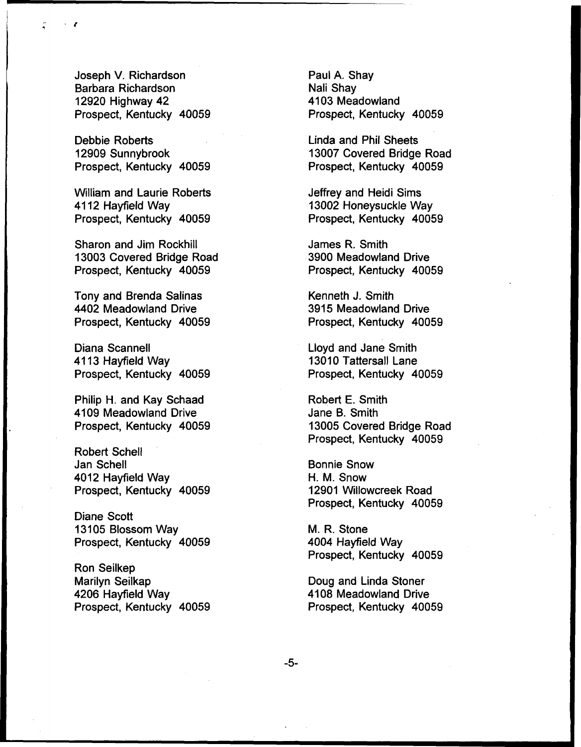Joseph V. Richardson
Barbara Richardson
12920 Highway 42
Prospect, Kentucky 40059

Debbie Roberts
12909 Sunnybrook
Prospect, Kentucky 40059

William and Laurie Roberts
4112 Hayfield Way
Prospect, Kentucky 40059

Sharon and Jim Rockhill
13003 Covered Bridge Road
Prospect, Kentucky 40059

Tony and Brenda Salinas
4402 Meadowland Drive
Prospect, Kentucky 40059

Diana Scannell
4113 Hayfield Way
Prospect, Kentucky 40059

Philip H. and Kay Schaad
4109 Meadowland Drive
Prospect, Kentucky 40059

Robert Schell
Jan Schell
4012 Hayfield Way
Prospect, Kentucky 40059

Diane Scott
13105 Blossom Way
Prospect, Kentucky 40059

Ron Seilkep
Marilyn Seilkap
4206 Hayfield Way
Prospect, Kentucky 40059

Paul A. Shay
Nali Shay
4103 Meadowland
Prospect, Kentucky 40059

Linda and Phil Sheets
13007 Covered Bridge Road
Prospect, Kentucky 40059

Jeffrey and Heidi Sims
13002 Honeysuckle Way
Prospect, Kentucky 40059

James R. Smith
3900 Meadowland Drive
Prospect, Kentucky 40059

Kenneth J. Smith
3915 Meadowland Drive
Prospect, Kentucky 40059

Lloyd and Jane Smith
13010 Tattersall Lane
Prospect, Kentucky 40059

Robert E. Smith
Jane B. Smith
13005 Covered Bridge Road
Prospect, Kentucky 40059

Bonnie Snow
H. M. Snow
12901 Willowcreek Road
Prospect, Kentucky 40059

M. R. Stone
4004 Hayfield Way
Prospect, Kentucky 40059

Doug and Linda Stoner
4108 Meadowland Drive
Prospect, Kentucky 40059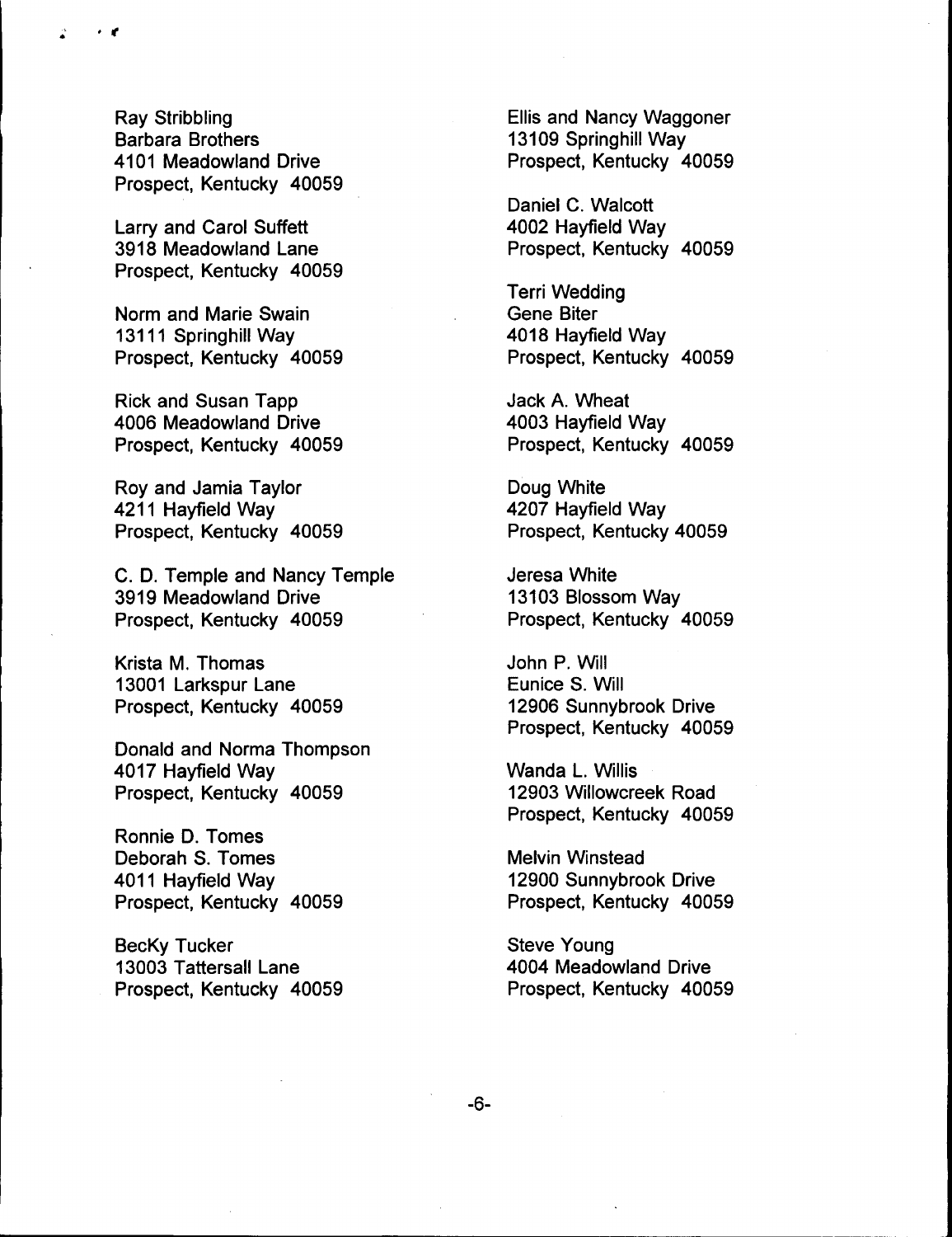Ray Stribbling
Barbara Brothers
4101 Meadowland Drive
Prospect, Kentucky 40059

Larry and Carol Suffett
3918 Meadowland Lane
Prospect, Kentucky 40059

Norm and Marie Swain
13111 Springhill Way
Prospect, Kentucky 40059

Rick and Susan Tapp
4006 Meadowland Drive
Prospect, Kentucky 40059

Roy and Jamia Taylor
4211 Hayfield Way
Prospect, Kentucky 40059

C. D. Temple and Nancy Temple
3919 Meadowland Drive
Prospect, Kentucky 40059

Krista M. Thomas
13001 Larkspur Lane
Prospect, Kentucky 40059

Donald and Norma Thompson
4017 Hayfield Way
Prospect, Kentucky 40059

Ronnie D. Tomes
Deborah S. Tomes
4011 Hayfield Way
Prospect, Kentucky 40059

BecKy Tucker
13003 Tattersall Lane
Prospect, Kentucky 40059

Ellis and Nancy Waggoner
13109 Springhill Way
Prospect, Kentucky 40059

Daniel C. Walcott
4002 Hayfield Way
Prospect, Kentucky 40059

Terri Wedding
Gene Biter
4018 Hayfield Way
Prospect, Kentucky 40059

Jack A. Wheat
4003 Hayfield Way
Prospect, Kentucky 40059

Doug White
4207 Hayfield Way
Prospect, Kentucky 40059

Jeresa White
13103 Blossom Way
Prospect, Kentucky 40059

John P. Will
Eunice S. Will
12906 Sunnybrook Drive
Prospect, Kentucky 40059

Wanda L. Willis
12903 Willowcreek Road
Prospect, Kentucky 40059

Melvin Winstead
12900 Sunnybrook Drive
Prospect, Kentucky 40059

Steve Young
4004 Meadowland Drive
Prospect, Kentucky 40059